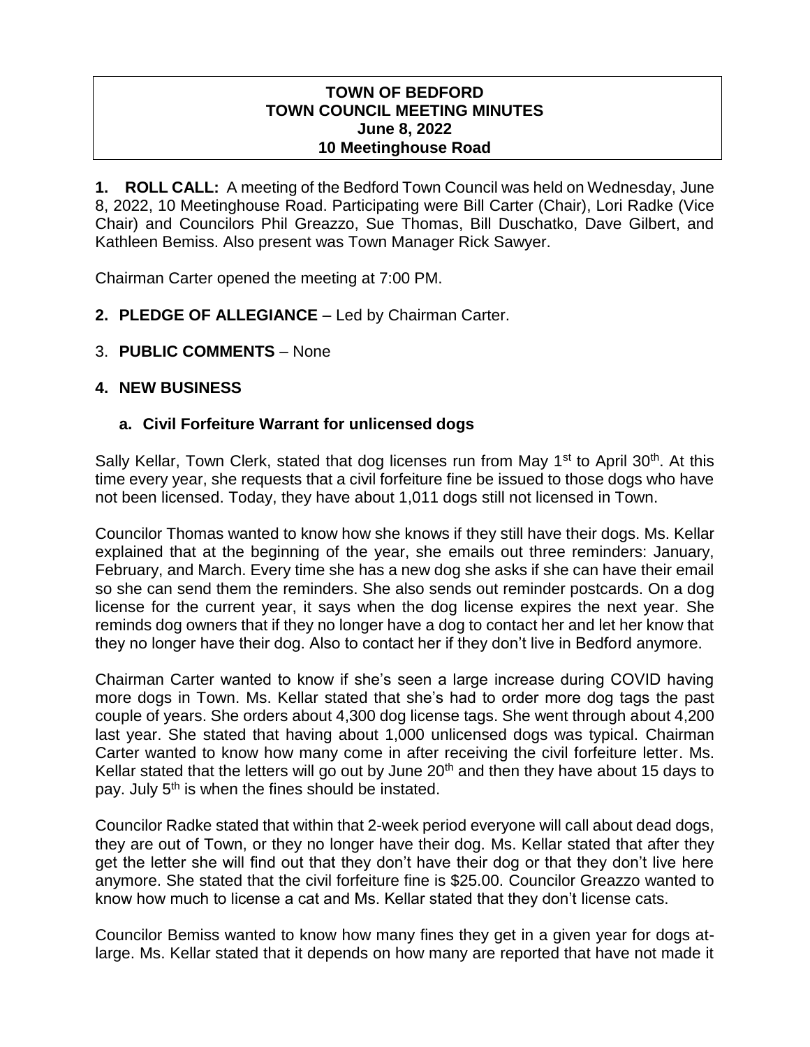# TOWN OF BEDFORD
# TOWN COUNCIL MEETING MINUTES
## June 8, 2022
## 10 Meetinghouse Road

**1. ROLL CALL:** A meeting of the Bedford Town Council was held on Wednesday, June 8, 2022, 10 Meetinghouse Road. Participating were Bill Carter (Chair), Lori Radke (Vice Chair) and Councilors Phil Greazzo, Sue Thomas, Bill Duschatko, Dave Gilbert, and Kathleen Bemiss. Also present was Town Manager Rick Sawyer.

Chairman Carter opened the meeting at 7:00 PM.

**2. PLEDGE OF ALLEGIANCE** – Led by Chairman Carter.

3. **PUBLIC COMMENTS** – None

**4. NEW BUSINESS**

**a. Civil Forfeiture Warrant for unlicensed dogs**

Sally Kellar, Town Clerk, stated that dog licenses run from May 1st to April 30th. At this time every year, she requests that a civil forfeiture fine be issued to those dogs who have not been licensed. Today, they have about 1,011 dogs still not licensed in Town.

Councilor Thomas wanted to know how she knows if they still have their dogs. Ms. Kellar explained that at the beginning of the year, she emails out three reminders: January, February, and March. Every time she has a new dog she asks if she can have their email so she can send them the reminders. She also sends out reminder postcards. On a dog license for the current year, it says when the dog license expires the next year. She reminds dog owners that if they no longer have a dog to contact her and let her know that they no longer have their dog. Also to contact her if they don't live in Bedford anymore.

Chairman Carter wanted to know if she's seen a large increase during COVID having more dogs in Town. Ms. Kellar stated that she's had to order more dog tags the past couple of years. She orders about 4,300 dog license tags. She went through about 4,200 last year. She stated that having about 1,000 unlicensed dogs was typical. Chairman Carter wanted to know how many come in after receiving the civil forfeiture letter. Ms. Kellar stated that the letters will go out by June 20th and then they have about 15 days to pay. July 5th is when the fines should be instated.

Councilor Radke stated that within that 2-week period everyone will call about dead dogs, they are out of Town, or they no longer have their dog. Ms. Kellar stated that after they get the letter she will find out that they don't have their dog or that they don't live here anymore. She stated that the civil forfeiture fine is $25.00. Councilor Greazzo wanted to know how much to license a cat and Ms. Kellar stated that they don't license cats.

Councilor Bemiss wanted to know how many fines they get in a given year for dogs at-large. Ms. Kellar stated that it depends on how many are reported that have not made it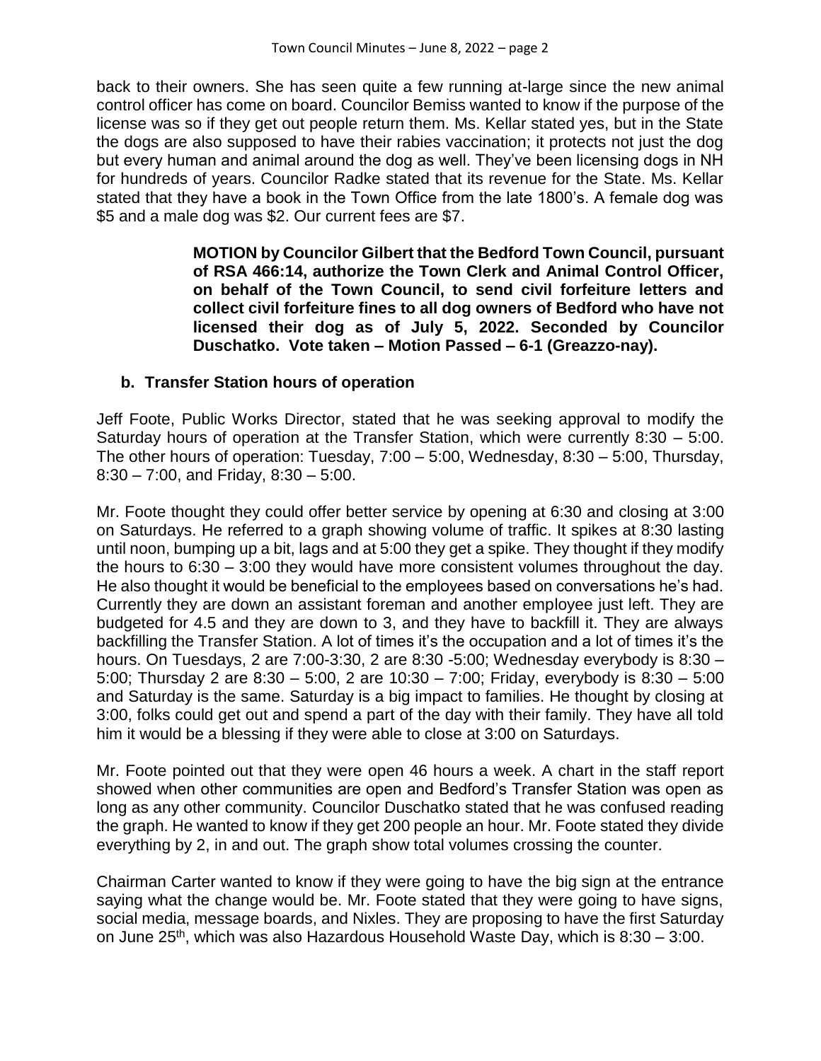back to their owners. She has seen quite a few running at-large since the new animal control officer has come on board. Councilor Bemiss wanted to know if the purpose of the license was so if they get out people return them. Ms. Kellar stated yes, but in the State the dogs are also supposed to have their rabies vaccination; it protects not just the dog but every human and animal around the dog as well. They've been licensing dogs in NH for hundreds of years. Councilor Radke stated that its revenue for the State. Ms. Kellar stated that they have a book in the Town Office from the late 1800's. A female dog was \$5 and a male dog was \$2. Our current fees are \$7.

> **MOTION by Councilor Gilbert that the Bedford Town Council, pursuant of RSA 466:14, authorize the Town Clerk and Animal Control Officer, on behalf of the Town Council, to send civil forfeiture letters and collect civil forfeiture fines to all dog owners of Bedford who have not licensed their dog as of July 5, 2022. Seconded by Councilor Duschatko. Vote taken – Motion Passed – 6-1 (Greazzo-nay).**

**b. Transfer Station hours of operation**

Jeff Foote, Public Works Director, stated that he was seeking approval to modify the Saturday hours of operation at the Transfer Station, which were currently 8:30 – 5:00. The other hours of operation: Tuesday, 7:00 – 5:00, Wednesday, 8:30 – 5:00, Thursday, 8:30 – 7:00, and Friday, 8:30 – 5:00.

Mr. Foote thought they could offer better service by opening at 6:30 and closing at 3:00 on Saturdays. He referred to a graph showing volume of traffic. It spikes at 8:30 lasting until noon, bumping up a bit, lags and at 5:00 they get a spike. They thought if they modify the hours to 6:30 – 3:00 they would have more consistent volumes throughout the day. He also thought it would be beneficial to the employees based on conversations he's had. Currently they are down an assistant foreman and another employee just left. They are budgeted for 4.5 and they are down to 3, and they have to backfill it. They are always backfilling the Transfer Station. A lot of times it's the occupation and a lot of times it's the hours. On Tuesdays, 2 are 7:00-3:30, 2 are 8:30 -5:00; Wednesday everybody is 8:30 – 5:00; Thursday 2 are 8:30 – 5:00, 2 are 10:30 – 7:00; Friday, everybody is 8:30 – 5:00 and Saturday is the same. Saturday is a big impact to families. He thought by closing at 3:00, folks could get out and spend a part of the day with their family. They have all told him it would be a blessing if they were able to close at 3:00 on Saturdays.

Mr. Foote pointed out that they were open 46 hours a week. A chart in the staff report showed when other communities are open and Bedford's Transfer Station was open as long as any other community. Councilor Duschatko stated that he was confused reading the graph. He wanted to know if they get 200 people an hour. Mr. Foote stated they divide everything by 2, in and out. The graph show total volumes crossing the counter.

Chairman Carter wanted to know if they were going to have the big sign at the entrance saying what the change would be. Mr. Foote stated that they were going to have signs, social media, message boards, and Nixles. They are proposing to have the first Saturday on June 25th, which was also Hazardous Household Waste Day, which is 8:30 – 3:00.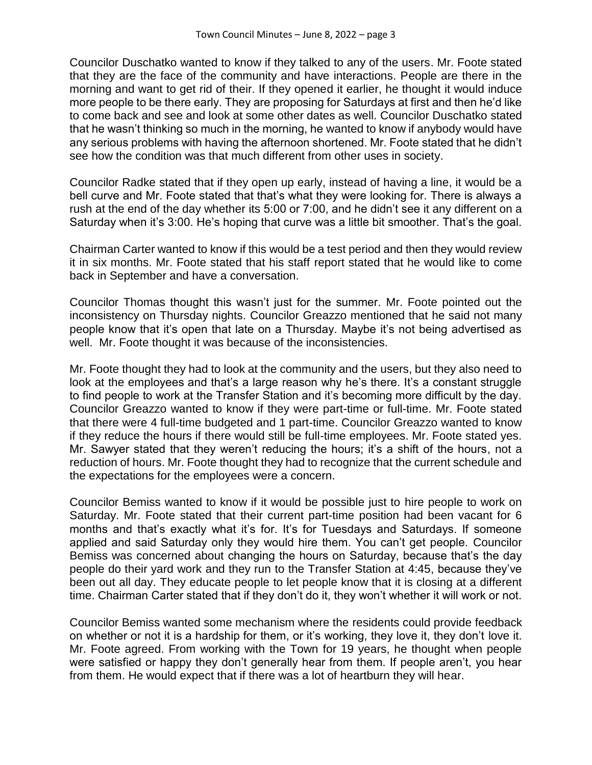Councilor Duschatko wanted to know if they talked to any of the users. Mr. Foote stated that they are the face of the community and have interactions. People are there in the morning and want to get rid of their. If they opened it earlier, he thought it would induce more people to be there early. They are proposing for Saturdays at first and then he'd like to come back and see and look at some other dates as well. Councilor Duschatko stated that he wasn't thinking so much in the morning, he wanted to know if anybody would have any serious problems with having the afternoon shortened. Mr. Foote stated that he didn't see how the condition was that much different from other uses in society.

Councilor Radke stated that if they open up early, instead of having a line, it would be a bell curve and Mr. Foote stated that that's what they were looking for. There is always a rush at the end of the day whether its 5:00 or 7:00, and he didn't see it any different on a Saturday when it's 3:00. He's hoping that curve was a little bit smoother. That's the goal.

Chairman Carter wanted to know if this would be a test period and then they would review it in six months. Mr. Foote stated that his staff report stated that he would like to come back in September and have a conversation.

Councilor Thomas thought this wasn't just for the summer. Mr. Foote pointed out the inconsistency on Thursday nights. Councilor Greazzo mentioned that he said not many people know that it's open that late on a Thursday. Maybe it's not being advertised as well. Mr. Foote thought it was because of the inconsistencies.

Mr. Foote thought they had to look at the community and the users, but they also need to look at the employees and that's a large reason why he's there. It's a constant struggle to find people to work at the Transfer Station and it's becoming more difficult by the day. Councilor Greazzo wanted to know if they were part-time or full-time. Mr. Foote stated that there were 4 full-time budgeted and 1 part-time. Councilor Greazzo wanted to know if they reduce the hours if there would still be full-time employees. Mr. Foote stated yes. Mr. Sawyer stated that they weren't reducing the hours; it's a shift of the hours, not a reduction of hours. Mr. Foote thought they had to recognize that the current schedule and the expectations for the employees were a concern.

Councilor Bemiss wanted to know if it would be possible just to hire people to work on Saturday. Mr. Foote stated that their current part-time position had been vacant for 6 months and that's exactly what it's for. It's for Tuesdays and Saturdays. If someone applied and said Saturday only they would hire them. You can't get people. Councilor Bemiss was concerned about changing the hours on Saturday, because that's the day people do their yard work and they run to the Transfer Station at 4:45, because they've been out all day. They educate people to let people know that it is closing at a different time. Chairman Carter stated that if they don't do it, they won't whether it will work or not.

Councilor Bemiss wanted some mechanism where the residents could provide feedback on whether or not it is a hardship for them, or it's working, they love it, they don't love it. Mr. Foote agreed. From working with the Town for 19 years, he thought when people were satisfied or happy they don't generally hear from them. If people aren't, you hear from them. He would expect that if there was a lot of heartburn they will hear.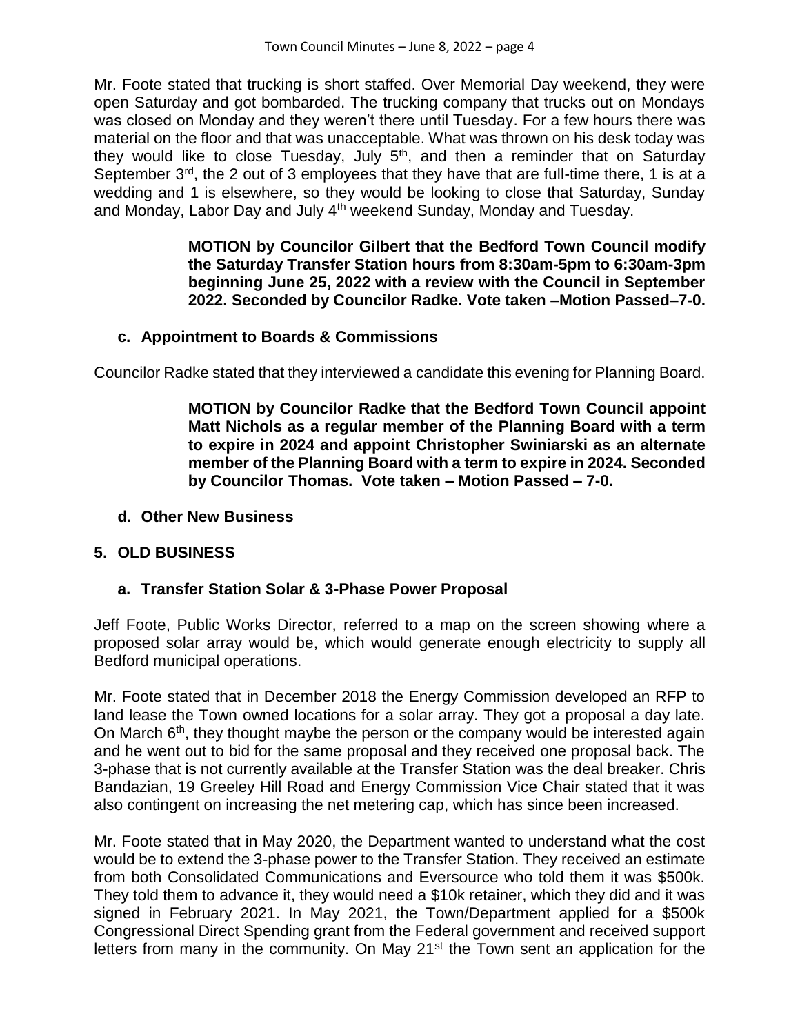Mr. Foote stated that trucking is short staffed. Over Memorial Day weekend, they were open Saturday and got bombarded. The trucking company that trucks out on Mondays was closed on Monday and they weren't there until Tuesday. For a few hours there was material on the floor and that was unacceptable. What was thrown on his desk today was they would like to close Tuesday, July 5th, and then a reminder that on Saturday September 3rd, the 2 out of 3 employees that they have that are full-time there, 1 is at a wedding and 1 is elsewhere, so they would be looking to close that Saturday, Sunday and Monday, Labor Day and July 4th weekend Sunday, Monday and Tuesday.

> **MOTION by Councilor Gilbert that the Bedford Town Council modify the Saturday Transfer Station hours from 8:30am-5pm to 6:30am-3pm beginning June 25, 2022 with a review with the Council in September 2022. Seconded by Councilor Radke. Vote taken –Motion Passed–7-0.**

### c. Appointment to Boards & Commissions

Councilor Radke stated that they interviewed a candidate this evening for Planning Board.

> **MOTION by Councilor Radke that the Bedford Town Council appoint Matt Nichols as a regular member of the Planning Board with a term to expire in 2024 and appoint Christopher Swiniarski as an alternate member of the Planning Board with a term to expire in 2024. Seconded by Councilor Thomas. Vote taken – Motion Passed – 7-0.**

### d. Other New Business

## 5. OLD BUSINESS

### a. Transfer Station Solar & 3-Phase Power Proposal

Jeff Foote, Public Works Director, referred to a map on the screen showing where a proposed solar array would be, which would generate enough electricity to supply all Bedford municipal operations.

Mr. Foote stated that in December 2018 the Energy Commission developed an RFP to land lease the Town owned locations for a solar array. They got a proposal a day late. On March 6th, they thought maybe the person or the company would be interested again and he went out to bid for the same proposal and they received one proposal back. The 3-phase that is not currently available at the Transfer Station was the deal breaker. Chris Bandazian, 19 Greeley Hill Road and Energy Commission Vice Chair stated that it was also contingent on increasing the net metering cap, which has since been increased.

Mr. Foote stated that in May 2020, the Department wanted to understand what the cost would be to extend the 3-phase power to the Transfer Station. They received an estimate from both Consolidated Communications and Eversource who told them it was $500k. They told them to advance it, they would need a $10k retainer, which they did and it was signed in February 2021. In May 2021, the Town/Department applied for a $500k Congressional Direct Spending grant from the Federal government and received support letters from many in the community. On May 21st the Town sent an application for the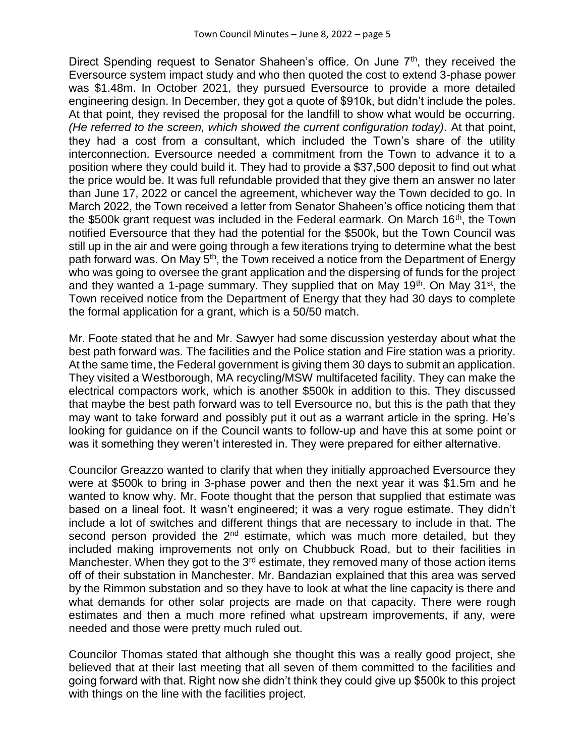Direct Spending request to Senator Shaheen's office. On June 7th, they received the Eversource system impact study and who then quoted the cost to extend 3-phase power was \$1.48m. In October 2021, they pursued Eversource to provide a more detailed engineering design. In December, they got a quote of \$910k, but didn't include the poles. At that point, they revised the proposal for the landfill to show what would be occurring. *(He referred to the screen, which showed the current configuration today)*. At that point, they had a cost from a consultant, which included the Town's share of the utility interconnection. Eversource needed a commitment from the Town to advance it to a position where they could build it. They had to provide a \$37,500 deposit to find out what the price would be. It was full refundable provided that they give them an answer no later than June 17, 2022 or cancel the agreement, whichever way the Town decided to go. In March 2022, the Town received a letter from Senator Shaheen's office noticing them that the \$500k grant request was included in the Federal earmark. On March 16th, the Town notified Eversource that they had the potential for the \$500k, but the Town Council was still up in the air and were going through a few iterations trying to determine what the best path forward was. On May 5th, the Town received a notice from the Department of Energy who was going to oversee the grant application and the dispersing of funds for the project and they wanted a 1-page summary. They supplied that on May 19th. On May 31st, the Town received notice from the Department of Energy that they had 30 days to complete the formal application for a grant, which is a 50/50 match.

Mr. Foote stated that he and Mr. Sawyer had some discussion yesterday about what the best path forward was. The facilities and the Police station and Fire station was a priority. At the same time, the Federal government is giving them 30 days to submit an application. They visited a Westborough, MA recycling/MSW multifaceted facility. They can make the electrical compactors work, which is another \$500k in addition to this. They discussed that maybe the best path forward was to tell Eversource no, but this is the path that they may want to take forward and possibly put it out as a warrant article in the spring. He's looking for guidance on if the Council wants to follow-up and have this at some point or was it something they weren't interested in. They were prepared for either alternative.

Councilor Greazzo wanted to clarify that when they initially approached Eversource they were at \$500k to bring in 3-phase power and then the next year it was \$1.5m and he wanted to know why. Mr. Foote thought that the person that supplied that estimate was based on a lineal foot. It wasn't engineered; it was a very rogue estimate. They didn't include a lot of switches and different things that are necessary to include in that. The second person provided the 2nd estimate, which was much more detailed, but they included making improvements not only on Chubbuck Road, but to their facilities in Manchester. When they got to the 3rd estimate, they removed many of those action items off of their substation in Manchester. Mr. Bandazian explained that this area was served by the Rimmon substation and so they have to look at what the line capacity is there and what demands for other solar projects are made on that capacity. There were rough estimates and then a much more refined what upstream improvements, if any, were needed and those were pretty much ruled out.

Councilor Thomas stated that although she thought this was a really good project, she believed that at their last meeting that all seven of them committed to the facilities and going forward with that. Right now she didn't think they could give up \$500k to this project with things on the line with the facilities project.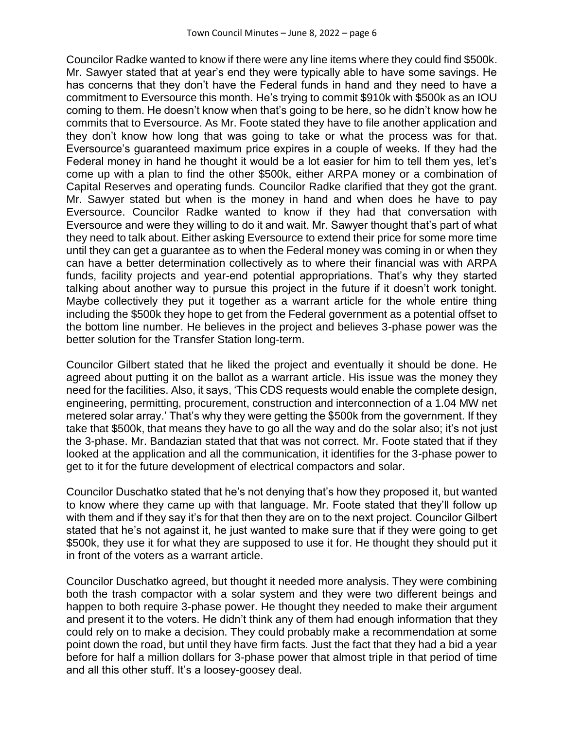Councilor Radke wanted to know if there were any line items where they could find \$500k. Mr. Sawyer stated that at year's end they were typically able to have some savings. He has concerns that they don't have the Federal funds in hand and they need to have a commitment to Eversource this month. He's trying to commit \$910k with \$500k as an IOU coming to them. He doesn't know when that's going to be here, so he didn't know how he commits that to Eversource. As Mr. Foote stated they have to file another application and they don't know how long that was going to take or what the process was for that. Eversource's guaranteed maximum price expires in a couple of weeks. If they had the Federal money in hand he thought it would be a lot easier for him to tell them yes, let's come up with a plan to find the other \$500k, either ARPA money or a combination of Capital Reserves and operating funds. Councilor Radke clarified that they got the grant. Mr. Sawyer stated but when is the money in hand and when does he have to pay Eversource. Councilor Radke wanted to know if they had that conversation with Eversource and were they willing to do it and wait. Mr. Sawyer thought that's part of what they need to talk about. Either asking Eversource to extend their price for some more time until they can get a guarantee as to when the Federal money was coming in or when they can have a better determination collectively as to where their financial was with ARPA funds, facility projects and year-end potential appropriations. That's why they started talking about another way to pursue this project in the future if it doesn't work tonight. Maybe collectively they put it together as a warrant article for the whole entire thing including the \$500k they hope to get from the Federal government as a potential offset to the bottom line number. He believes in the project and believes 3-phase power was the better solution for the Transfer Station long-term.

Councilor Gilbert stated that he liked the project and eventually it should be done. He agreed about putting it on the ballot as a warrant article. His issue was the money they need for the facilities. Also, it says, 'This CDS requests would enable the complete design, engineering, permitting, procurement, construction and interconnection of a 1.04 MW net metered solar array.' That's why they were getting the \$500k from the government. If they take that \$500k, that means they have to go all the way and do the solar also; it's not just the 3-phase. Mr. Bandazian stated that that was not correct. Mr. Foote stated that if they looked at the application and all the communication, it identifies for the 3-phase power to get to it for the future development of electrical compactors and solar.

Councilor Duschatko stated that he's not denying that's how they proposed it, but wanted to know where they came up with that language. Mr. Foote stated that they'll follow up with them and if they say it's for that then they are on to the next project. Councilor Gilbert stated that he's not against it, he just wanted to make sure that if they were going to get \$500k, they use it for what they are supposed to use it for. He thought they should put it in front of the voters as a warrant article.

Councilor Duschatko agreed, but thought it needed more analysis. They were combining both the trash compactor with a solar system and they were two different beings and happen to both require 3-phase power. He thought they needed to make their argument and present it to the voters. He didn't think any of them had enough information that they could rely on to make a decision. They could probably make a recommendation at some point down the road, but until they have firm facts. Just the fact that they had a bid a year before for half a million dollars for 3-phase power that almost triple in that period of time and all this other stuff. It's a loosey-goosey deal.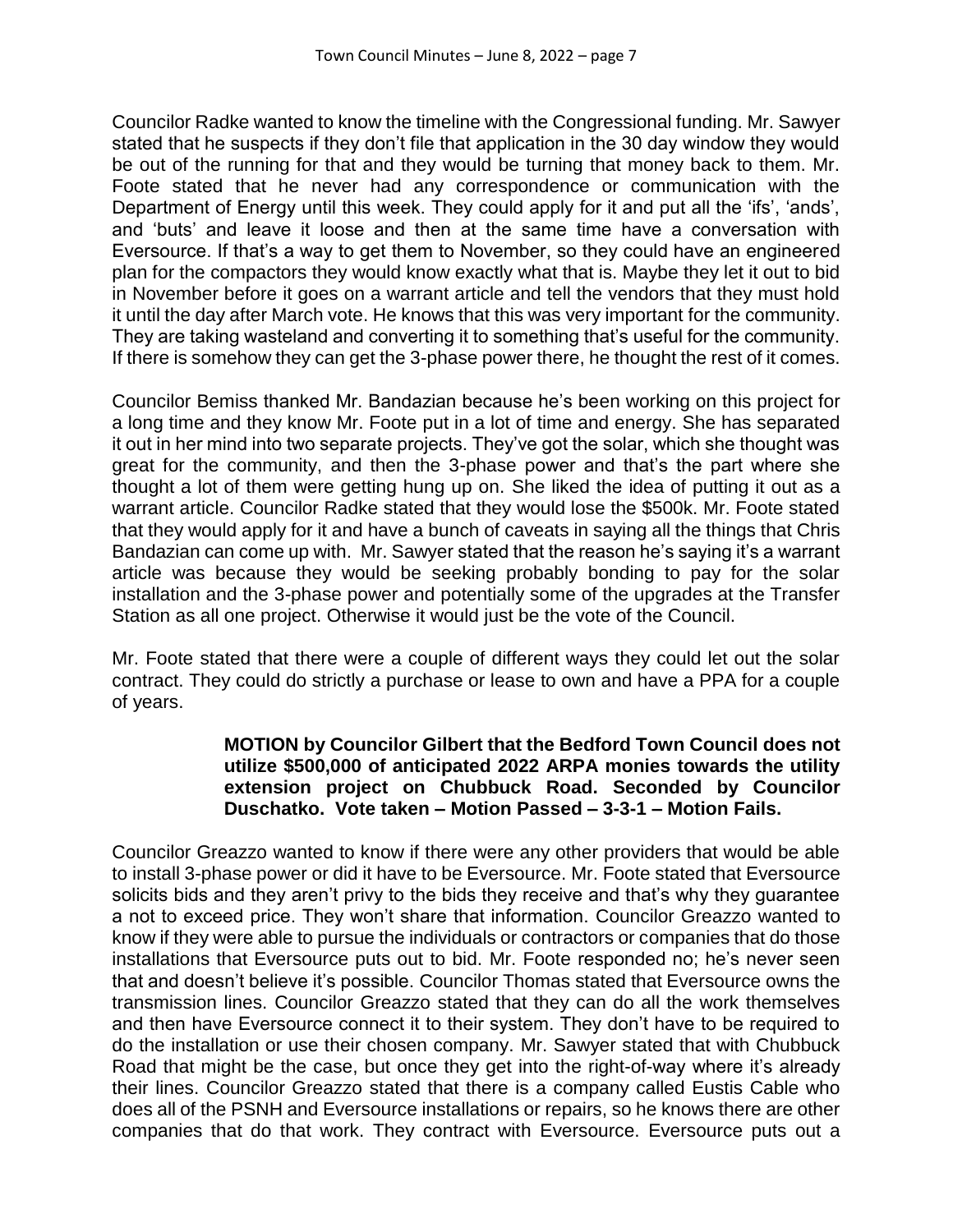Councilor Radke wanted to know the timeline with the Congressional funding. Mr. Sawyer stated that he suspects if they don't file that application in the 30 day window they would be out of the running for that and they would be turning that money back to them. Mr. Foote stated that he never had any correspondence or communication with the Department of Energy until this week. They could apply for it and put all the 'ifs', 'ands', and 'buts' and leave it loose and then at the same time have a conversation with Eversource. If that's a way to get them to November, so they could have an engineered plan for the compactors they would know exactly what that is. Maybe they let it out to bid in November before it goes on a warrant article and tell the vendors that they must hold it until the day after March vote. He knows that this was very important for the community. They are taking wasteland and converting it to something that's useful for the community. If there is somehow they can get the 3-phase power there, he thought the rest of it comes.

Councilor Bemiss thanked Mr. Bandazian because he's been working on this project for a long time and they know Mr. Foote put in a lot of time and energy. She has separated it out in her mind into two separate projects. They've got the solar, which she thought was great for the community, and then the 3-phase power and that's the part where she thought a lot of them were getting hung up on. She liked the idea of putting it out as a warrant article. Councilor Radke stated that they would lose the $500k. Mr. Foote stated that they would apply for it and have a bunch of caveats in saying all the things that Chris Bandazian can come up with. Mr. Sawyer stated that the reason he's saying it's a warrant article was because they would be seeking probably bonding to pay for the solar installation and the 3-phase power and potentially some of the upgrades at the Transfer Station as all one project. Otherwise it would just be the vote of the Council.

Mr. Foote stated that there were a couple of different ways they could let out the solar contract. They could do strictly a purchase or lease to own and have a PPA for a couple of years.

> **MOTION by Councilor Gilbert that the Bedford Town Council does not utilize $500,000 of anticipated 2022 ARPA monies towards the utility extension project on Chubbuck Road. Seconded by Councilor Duschatko. Vote taken – Motion Passed – 3-3-1 – Motion Fails.**

Councilor Greazzo wanted to know if there were any other providers that would be able to install 3-phase power or did it have to be Eversource. Mr. Foote stated that Eversource solicits bids and they aren't privy to the bids they receive and that's why they guarantee a not to exceed price. They won't share that information. Councilor Greazzo wanted to know if they were able to pursue the individuals or contractors or companies that do those installations that Eversource puts out to bid. Mr. Foote responded no; he's never seen that and doesn't believe it's possible. Councilor Thomas stated that Eversource owns the transmission lines. Councilor Greazzo stated that they can do all the work themselves and then have Eversource connect it to their system. They don't have to be required to do the installation or use their chosen company. Mr. Sawyer stated that with Chubbuck Road that might be the case, but once they get into the right-of-way where it's already their lines. Councilor Greazzo stated that there is a company called Eustis Cable who does all of the PSNH and Eversource installations or repairs, so he knows there are other companies that do that work. They contract with Eversource. Eversource puts out a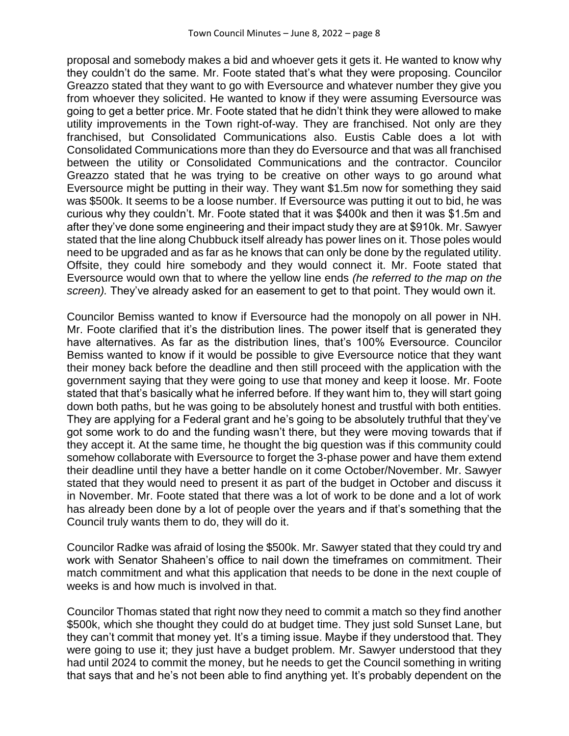proposal and somebody makes a bid and whoever gets it gets it. He wanted to know why they couldn't do the same. Mr. Foote stated that's what they were proposing. Councilor Greazzo stated that they want to go with Eversource and whatever number they give you from whoever they solicited. He wanted to know if they were assuming Eversource was going to get a better price. Mr. Foote stated that he didn't think they were allowed to make utility improvements in the Town right-of-way. They are franchised. Not only are they franchised, but Consolidated Communications also. Eustis Cable does a lot with Consolidated Communications more than they do Eversource and that was all franchised between the utility or Consolidated Communications and the contractor. Councilor Greazzo stated that he was trying to be creative on other ways to go around what Eversource might be putting in their way. They want $1.5m now for something they said was $500k. It seems to be a loose number. If Eversource was putting it out to bid, he was curious why they couldn't. Mr. Foote stated that it was $400k and then it was $1.5m and after they've done some engineering and their impact study they are at $910k. Mr. Sawyer stated that the line along Chubbuck itself already has power lines on it. Those poles would need to be upgraded and as far as he knows that can only be done by the regulated utility. Offsite, they could hire somebody and they would connect it. Mr. Foote stated that Eversource would own that to where the yellow line ends *(he referred to the map on the screen).* They've already asked for an easement to get to that point. They would own it.

Councilor Bemiss wanted to know if Eversource had the monopoly on all power in NH. Mr. Foote clarified that it's the distribution lines. The power itself that is generated they have alternatives. As far as the distribution lines, that's 100% Eversource. Councilor Bemiss wanted to know if it would be possible to give Eversource notice that they want their money back before the deadline and then still proceed with the application with the government saying that they were going to use that money and keep it loose. Mr. Foote stated that that's basically what he inferred before. If they want him to, they will start going down both paths, but he was going to be absolutely honest and trustful with both entities. They are applying for a Federal grant and he's going to be absolutely truthful that they've got some work to do and the funding wasn't there, but they were moving towards that if they accept it. At the same time, he thought the big question was if this community could somehow collaborate with Eversource to forget the 3-phase power and have them extend their deadline until they have a better handle on it come October/November. Mr. Sawyer stated that they would need to present it as part of the budget in October and discuss it in November. Mr. Foote stated that there was a lot of work to be done and a lot of work has already been done by a lot of people over the years and if that's something that the Council truly wants them to do, they will do it.

Councilor Radke was afraid of losing the $500k. Mr. Sawyer stated that they could try and work with Senator Shaheen's office to nail down the timeframes on commitment. Their match commitment and what this application that needs to be done in the next couple of weeks is and how much is involved in that.

Councilor Thomas stated that right now they need to commit a match so they find another $500k, which she thought they could do at budget time. They just sold Sunset Lane, but they can't commit that money yet. It's a timing issue. Maybe if they understood that. They were going to use it; they just have a budget problem. Mr. Sawyer understood that they had until 2024 to commit the money, but he needs to get the Council something in writing that says that and he's not been able to find anything yet. It's probably dependent on the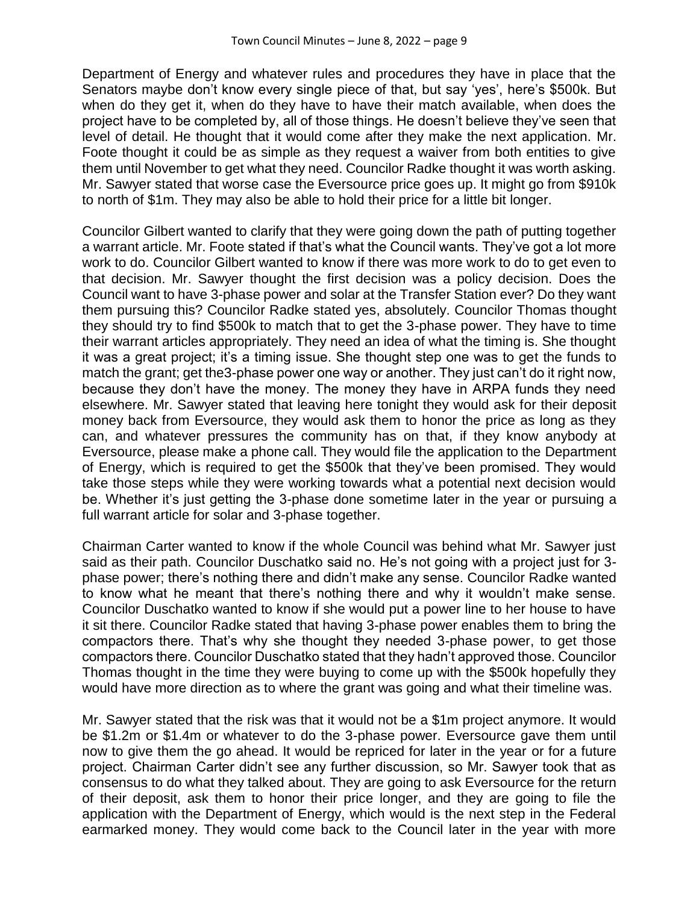Department of Energy and whatever rules and procedures they have in place that the Senators maybe don't know every single piece of that, but say 'yes', here's $500k. But when do they get it, when do they have to have their match available, when does the project have to be completed by, all of those things. He doesn't believe they've seen that level of detail. He thought that it would come after they make the next application. Mr. Foote thought it could be as simple as they request a waiver from both entities to give them until November to get what they need. Councilor Radke thought it was worth asking. Mr. Sawyer stated that worse case the Eversource price goes up. It might go from $910k to north of $1m. They may also be able to hold their price for a little bit longer.

Councilor Gilbert wanted to clarify that they were going down the path of putting together a warrant article. Mr. Foote stated if that's what the Council wants. They've got a lot more work to do. Councilor Gilbert wanted to know if there was more work to do to get even to that decision. Mr. Sawyer thought the first decision was a policy decision. Does the Council want to have 3-phase power and solar at the Transfer Station ever? Do they want them pursuing this? Councilor Radke stated yes, absolutely. Councilor Thomas thought they should try to find $500k to match that to get the 3-phase power. They have to time their warrant articles appropriately. They need an idea of what the timing is. She thought it was a great project; it's a timing issue. She thought step one was to get the funds to match the grant; get the3-phase power one way or another. They just can't do it right now, because they don't have the money. The money they have in ARPA funds they need elsewhere. Mr. Sawyer stated that leaving here tonight they would ask for their deposit money back from Eversource, they would ask them to honor the price as long as they can, and whatever pressures the community has on that, if they know anybody at Eversource, please make a phone call. They would file the application to the Department of Energy, which is required to get the $500k that they've been promised. They would take those steps while they were working towards what a potential next decision would be. Whether it's just getting the 3-phase done sometime later in the year or pursuing a full warrant article for solar and 3-phase together.

Chairman Carter wanted to know if the whole Council was behind what Mr. Sawyer just said as their path. Councilor Duschatko said no. He's not going with a project just for 3-phase power; there's nothing there and didn't make any sense. Councilor Radke wanted to know what he meant that there's nothing there and why it wouldn't make sense. Councilor Duschatko wanted to know if she would put a power line to her house to have it sit there. Councilor Radke stated that having 3-phase power enables them to bring the compactors there. That's why she thought they needed 3-phase power, to get those compactors there. Councilor Duschatko stated that they hadn't approved those. Councilor Thomas thought in the time they were buying to come up with the $500k hopefully they would have more direction as to where the grant was going and what their timeline was.

Mr. Sawyer stated that the risk was that it would not be a $1m project anymore. It would be $1.2m or $1.4m or whatever to do the 3-phase power. Eversource gave them until now to give them the go ahead. It would be repriced for later in the year or for a future project. Chairman Carter didn't see any further discussion, so Mr. Sawyer took that as consensus to do what they talked about. They are going to ask Eversource for the return of their deposit, ask them to honor their price longer, and they are going to file the application with the Department of Energy, which would is the next step in the Federal earmarked money. They would come back to the Council later in the year with more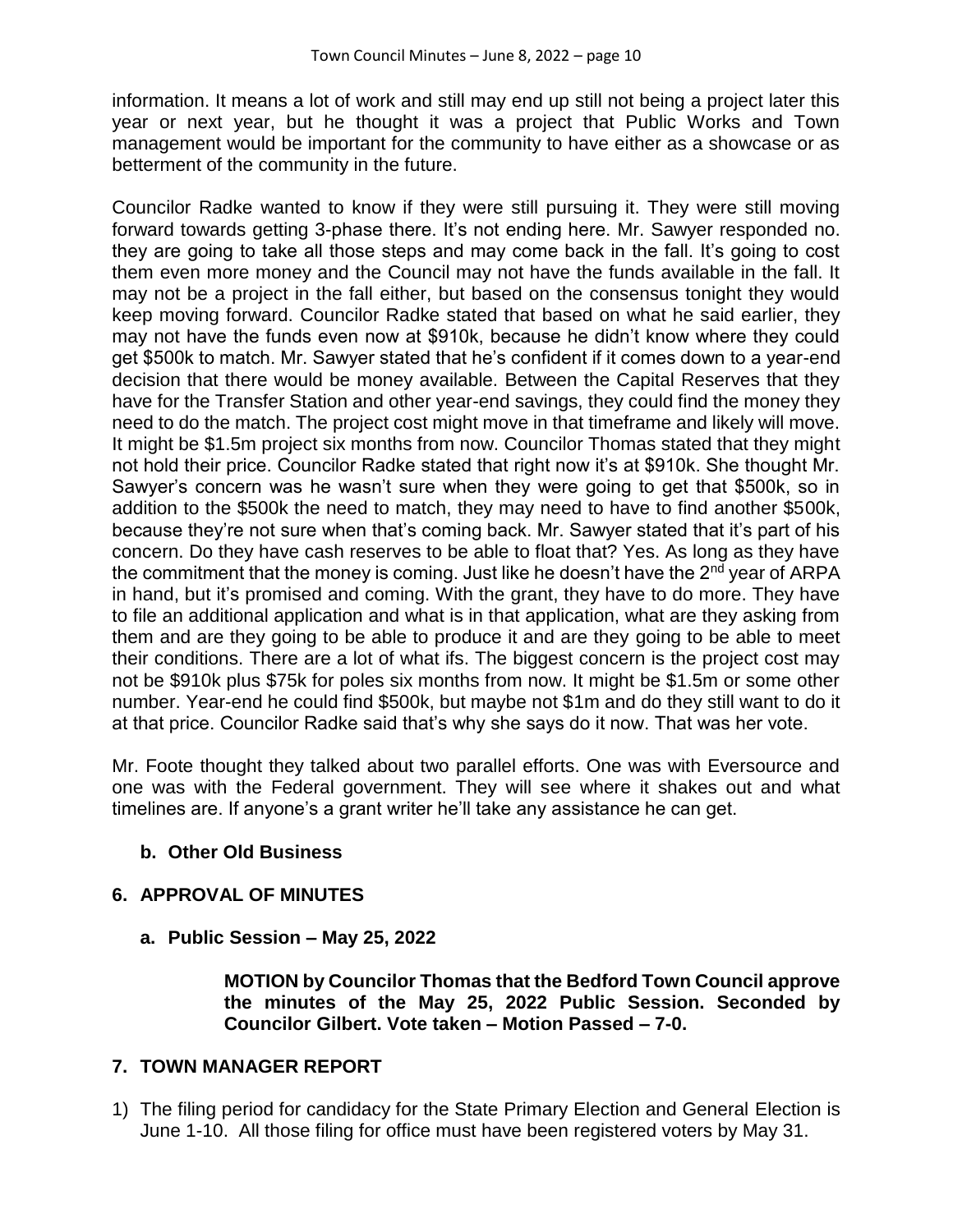information. It means a lot of work and still may end up still not being a project later this year or next year, but he thought it was a project that Public Works and Town management would be important for the community to have either as a showcase or as betterment of the community in the future.

Councilor Radke wanted to know if they were still pursuing it. They were still moving forward towards getting 3-phase there. It's not ending here. Mr. Sawyer responded no. they are going to take all those steps and may come back in the fall. It's going to cost them even more money and the Council may not have the funds available in the fall. It may not be a project in the fall either, but based on the consensus tonight they would keep moving forward. Councilor Radke stated that based on what he said earlier, they may not have the funds even now at $910k, because he didn't know where they could get $500k to match. Mr. Sawyer stated that he's confident if it comes down to a year-end decision that there would be money available. Between the Capital Reserves that they have for the Transfer Station and other year-end savings, they could find the money they need to do the match. The project cost might move in that timeframe and likely will move. It might be $1.5m project six months from now. Councilor Thomas stated that they might not hold their price. Councilor Radke stated that right now it's at $910k. She thought Mr. Sawyer's concern was he wasn't sure when they were going to get that $500k, so in addition to the $500k the need to match, they may need to have to find another $500k, because they're not sure when that's coming back. Mr. Sawyer stated that it's part of his concern. Do they have cash reserves to be able to float that? Yes. As long as they have the commitment that the money is coming. Just like he doesn't have the 2nd year of ARPA in hand, but it's promised and coming. With the grant, they have to do more. They have to file an additional application and what is in that application, what are they asking from them and are they going to be able to produce it and are they going to be able to meet their conditions. There are a lot of what ifs. The biggest concern is the project cost may not be $910k plus $75k for poles six months from now. It might be $1.5m or some other number. Year-end he could find $500k, but maybe not $1m and do they still want to do it at that price. Councilor Radke said that's why she says do it now. That was her vote.

Mr. Foote thought they talked about two parallel efforts. One was with Eversource and one was with the Federal government. They will see where it shakes out and what timelines are. If anyone's a grant writer he'll take any assistance he can get.

### b. Other Old Business

## 6. APPROVAL OF MINUTES

### a. Public Session – May 25, 2022

**MOTION by Councilor Thomas that the Bedford Town Council approve the minutes of the May 25, 2022 Public Session. Seconded by Councilor Gilbert. Vote taken – Motion Passed – 7-0.**

## 7. TOWN MANAGER REPORT

1) The filing period for candidacy for the State Primary Election and General Election is June 1-10. All those filing for office must have been registered voters by May 31.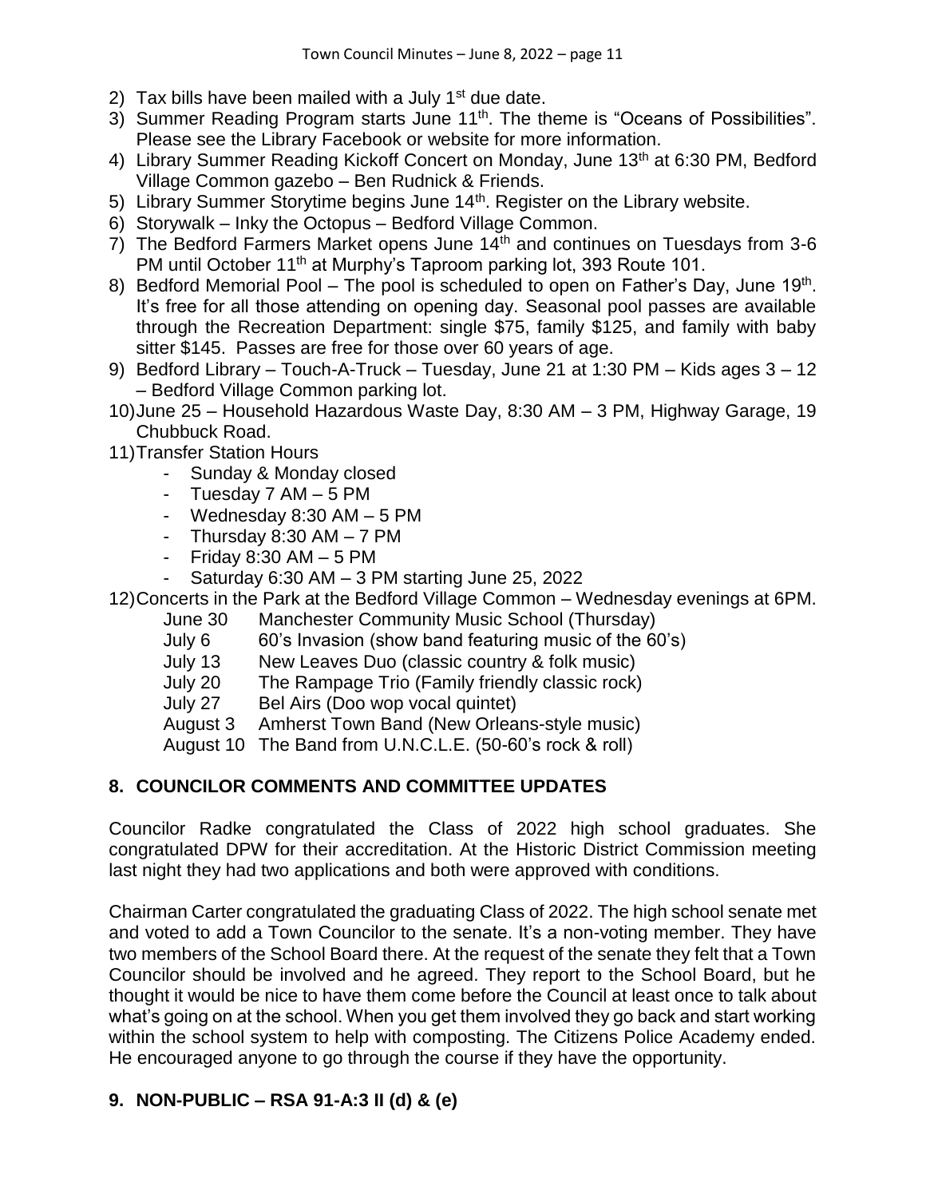2) Tax bills have been mailed with a July 1st due date.
3) Summer Reading Program starts June 11th. The theme is "Oceans of Possibilities". Please see the Library Facebook or website for more information.
4) Library Summer Reading Kickoff Concert on Monday, June 13th at 6:30 PM, Bedford Village Common gazebo – Ben Rudnick & Friends.
5) Library Summer Storytime begins June 14th. Register on the Library website.
6) Storywalk – Inky the Octopus – Bedford Village Common.
7) The Bedford Farmers Market opens June 14th and continues on Tuesdays from 3-6 PM until October 11th at Murphy's Taproom parking lot, 393 Route 101.
8) Bedford Memorial Pool – The pool is scheduled to open on Father's Day, June 19th. It's free for all those attending on opening day. Seasonal pool passes are available through the Recreation Department: single $75, family $125, and family with baby sitter $145. Passes are free for those over 60 years of age.
9) Bedford Library – Touch-A-Truck – Tuesday, June 21 at 1:30 PM – Kids ages 3 – 12 – Bedford Village Common parking lot.
10) June 25 – Household Hazardous Waste Day, 8:30 AM – 3 PM, Highway Garage, 19 Chubbuck Road.
11) Transfer Station Hours
    - Sunday & Monday closed
    - Tuesday 7 AM – 5 PM
    - Wednesday 8:30 AM – 5 PM
    - Thursday 8:30 AM – 7 PM
    - Friday 8:30 AM – 5 PM
    - Saturday 6:30 AM – 3 PM starting June 25, 2022
12) Concerts in the Park at the Bedford Village Common – Wednesday evenings at 6PM.
    - June 30 Manchester Community Music School (Thursday)
    - July 6 60's Invasion (show band featuring music of the 60's)
    - July 13 New Leaves Duo (classic country & folk music)
    - July 20 The Rampage Trio (Family friendly classic rock)
    - July 27 Bel Airs (Doo wop vocal quintet)
    - August 3 Amherst Town Band (New Orleans-style music)
    - August 10 The Band from U.N.C.L.E. (50-60's rock & roll)

## 8. COUNCILOR COMMENTS AND COMMITTEE UPDATES

Councilor Radke congratulated the Class of 2022 high school graduates. She congratulated DPW for their accreditation. At the Historic District Commission meeting last night they had two applications and both were approved with conditions.

Chairman Carter congratulated the graduating Class of 2022. The high school senate met and voted to add a Town Councilor to the senate. It's a non-voting member. They have two members of the School Board there. At the request of the senate they felt that a Town Councilor should be involved and he agreed. They report to the School Board, but he thought it would be nice to have them come before the Council at least once to talk about what's going on at the school. When you get them involved they go back and start working within the school system to help with composting. The Citizens Police Academy ended. He encouraged anyone to go through the course if they have the opportunity.

## 9. NON-PUBLIC – RSA 91-A:3 II (d) & (e)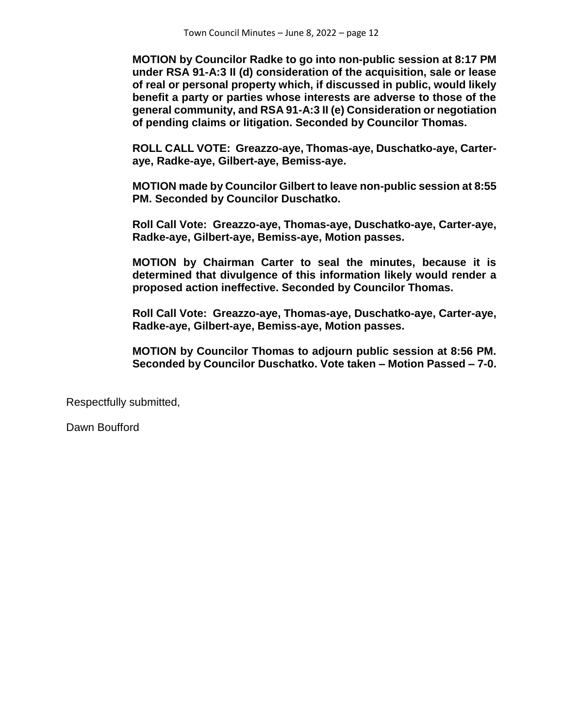**MOTION by Councilor Radke to go into non-public session at 8:17 PM under RSA 91-A:3 II (d) consideration of the acquisition, sale or lease of real or personal property which, if discussed in public, would likely benefit a party or parties whose interests are adverse to those of the general community, and RSA 91-A:3 II (e) Consideration or negotiation of pending claims or litigation. Seconded by Councilor Thomas.**

**ROLL CALL VOTE: Greazzo-aye, Thomas-aye, Duschatko-aye, Carter-aye, Radke-aye, Gilbert-aye, Bemiss-aye.**

**MOTION made by Councilor Gilbert to leave non-public session at 8:55 PM. Seconded by Councilor Duschatko.**

**Roll Call Vote: Greazzo-aye, Thomas-aye, Duschatko-aye, Carter-aye, Radke-aye, Gilbert-aye, Bemiss-aye, Motion passes.**

**MOTION by Chairman Carter to seal the minutes, because it is determined that divulgence of this information likely would render a proposed action ineffective. Seconded by Councilor Thomas.**

**Roll Call Vote: Greazzo-aye, Thomas-aye, Duschatko-aye, Carter-aye, Radke-aye, Gilbert-aye, Bemiss-aye, Motion passes.**

**MOTION by Councilor Thomas to adjourn public session at 8:56 PM. Seconded by Councilor Duschatko. Vote taken – Motion Passed – 7-0.**

Respectfully submitted,

Dawn Boufford